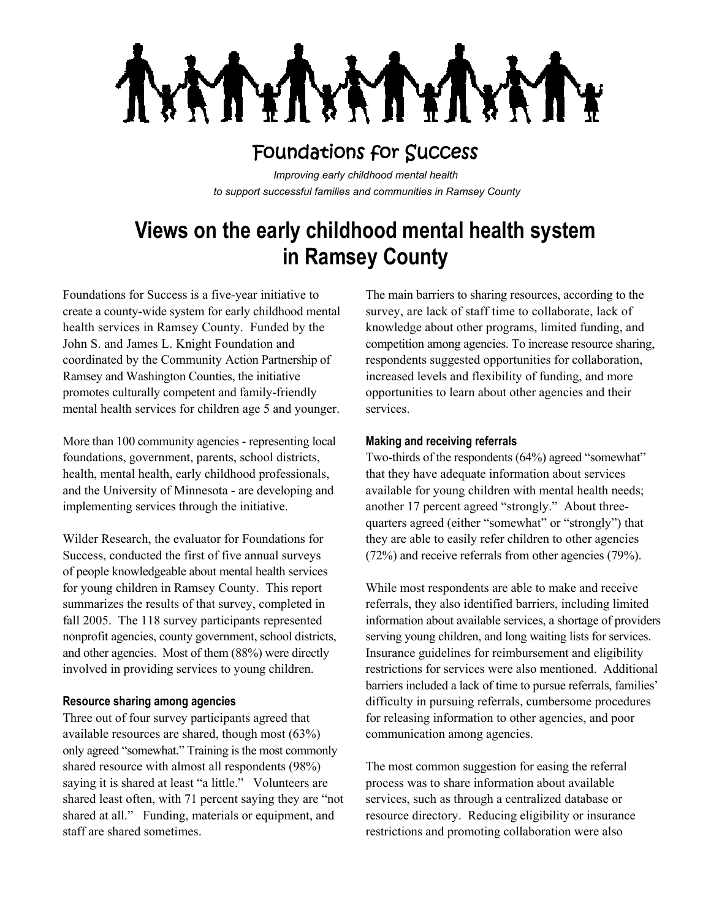Foundations for Success

*Improving early childhood mental health to support successful families and communities in Ramsey County*

# Views on the early childhood mental health system in Ramsey County

Foundations for Success is a five-year initiative to create a county-wide system for early childhood mental health services in Ramsey County. Funded by the John S. and James L. Knight Foundation and coordinated by the Community Action Partnership of Ramsey and Washington Counties, the initiative promotes culturally competent and family-friendly mental health services for children age 5 and younger.

More than 100 community agencies - representing local foundations, government, parents, school districts, health, mental health, early childhood professionals, and the University of Minnesota - are developing and implementing services through the initiative.

Wilder Research, the evaluator for Foundations for Success, conducted the first of five annual surveys of people knowledgeable about mental health services for young children in Ramsey County. This report summarizes the results of that survey, completed in fall 2005. The 118 survey participants represented nonprofit agencies, county government, school districts, and other agencies. Most of them (88%) were directly involved in providing services to young children.

### Resource sharing among agencies

Three out of four survey participants agreed that available resources are shared, though most (63%) only agreed "somewhat." Training is the most commonly shared resource with almost all respondents (98%) saying it is shared at least "a little." Volunteers are shared least often, with 71 percent saying they are "not shared at all." Funding, materials or equipment, and staff are shared sometimes.

The main barriers to sharing resources, according to the survey, are lack of staff time to collaborate, lack of knowledge about other programs, limited funding, and competition among agencies. To increase resource sharing, respondents suggested opportunities for collaboration, increased levels and flexibility of funding, and more opportunities to learn about other agencies and their services.

### Making and receiving referrals

Two-thirds of the respondents (64%) agreed "somewhat" that they have adequate information about services available for young children with mental health needs; another 17 percent agreed "strongly." About three-quarters agreed (either "somewhat" or "strongly") that they are able to easily refer children to other agencies (72%) and receive referrals from other agencies (79%).

While most respondents are able to make and receive referrals, they also identified barriers, including limited information about available services, a shortage of providers serving young children, and long waiting lists for services. Insurance guidelines for reimbursement and eligibility restrictions for services were also mentioned. Additional barriers included a lack of time to pursue referrals, families' difficulty in pursuing referrals, cumbersome procedures for releasing information to other agencies, and poor communication among agencies.

The most common suggestion for easing the referral process was to share information about available services, such as through a centralized database or resource directory. Reducing eligibility or insurance restrictions and promoting collaboration were also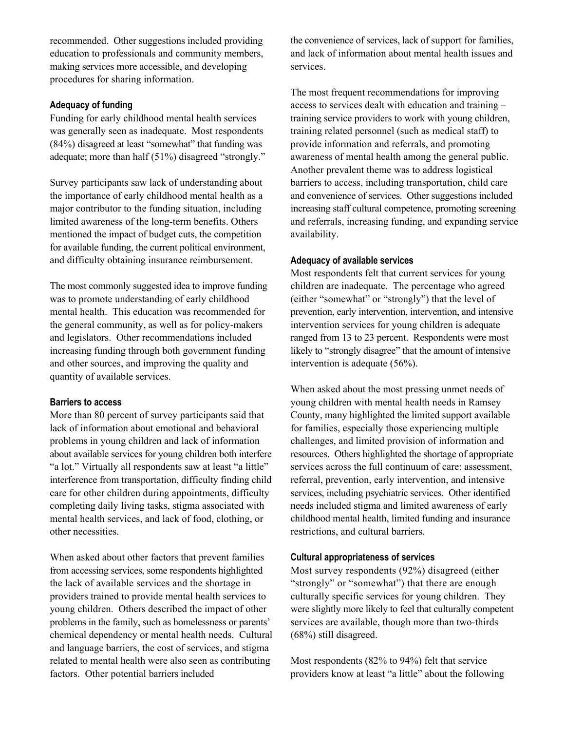recommended. Other suggestions included providing education to professionals and community members, making services more accessible, and developing procedures for sharing information.

### Adequacy of funding

Funding for early childhood mental health services was generally seen as inadequate. Most respondents (84%) disagreed at least "somewhat" that funding was adequate; more than half (51%) disagreed "strongly."

Survey participants saw lack of understanding about the importance of early childhood mental health as a major contributor to the funding situation, including limited awareness of the long-term benefits. Others mentioned the impact of budget cuts, the competition for available funding, the current political environment, and difficulty obtaining insurance reimbursement.

The most commonly suggested idea to improve funding was to promote understanding of early childhood mental health. This education was recommended for the general community, as well as for policy-makers and legislators. Other recommendations included increasing funding through both government funding and other sources, and improving the quality and quantity of available services.

### Barriers to access

More than 80 percent of survey participants said that lack of information about emotional and behavioral problems in young children and lack of information about available services for young children both interfere "a lot." Virtually all respondents saw at least "a little" interference from transportation, difficulty finding child care for other children during appointments, difficulty completing daily living tasks, stigma associated with mental health services, and lack of food, clothing, or other necessities.

When asked about other factors that prevent families from accessing services, some respondents highlighted the lack of available services and the shortage in providers trained to provide mental health services to young children. Others described the impact of other problems in the family, such as homelessness or parents' chemical dependency or mental health needs. Cultural and language barriers, the cost of services, and stigma related to mental health were also seen as contributing factors. Other potential barriers included the convenience of services, lack of support for families, and lack of information about mental health issues and services.

The most frequent recommendations for improving access to services dealt with education and training – training service providers to work with young children, training related personnel (such as medical staff) to provide information and referrals, and promoting awareness of mental health among the general public. Another prevalent theme was to address logistical barriers to access, including transportation, child care and convenience of services. Other suggestions included increasing staff cultural competence, promoting screening and referrals, increasing funding, and expanding service availability.

### Adequacy of available services

Most respondents felt that current services for young children are inadequate. The percentage who agreed (either "somewhat" or "strongly") that the level of prevention, early intervention, intervention, and intensive intervention services for young children is adequate ranged from 13 to 23 percent. Respondents were most likely to "strongly disagree" that the amount of intensive intervention is adequate (56%).

When asked about the most pressing unmet needs of young children with mental health needs in Ramsey County, many highlighted the limited support available for families, especially those experiencing multiple challenges, and limited provision of information and resources. Others highlighted the shortage of appropriate services across the full continuum of care: assessment, referral, prevention, early intervention, and intensive services, including psychiatric services. Other identified needs included stigma and limited awareness of early childhood mental health, limited funding and insurance restrictions, and cultural barriers.

### Cultural appropriateness of services

Most survey respondents (92%) disagreed (either "strongly" or "somewhat") that there are enough culturally specific services for young children. They were slightly more likely to feel that culturally competent services are available, though more than two-thirds (68%) still disagreed.

Most respondents (82% to 94%) felt that service providers know at least "a little" about the following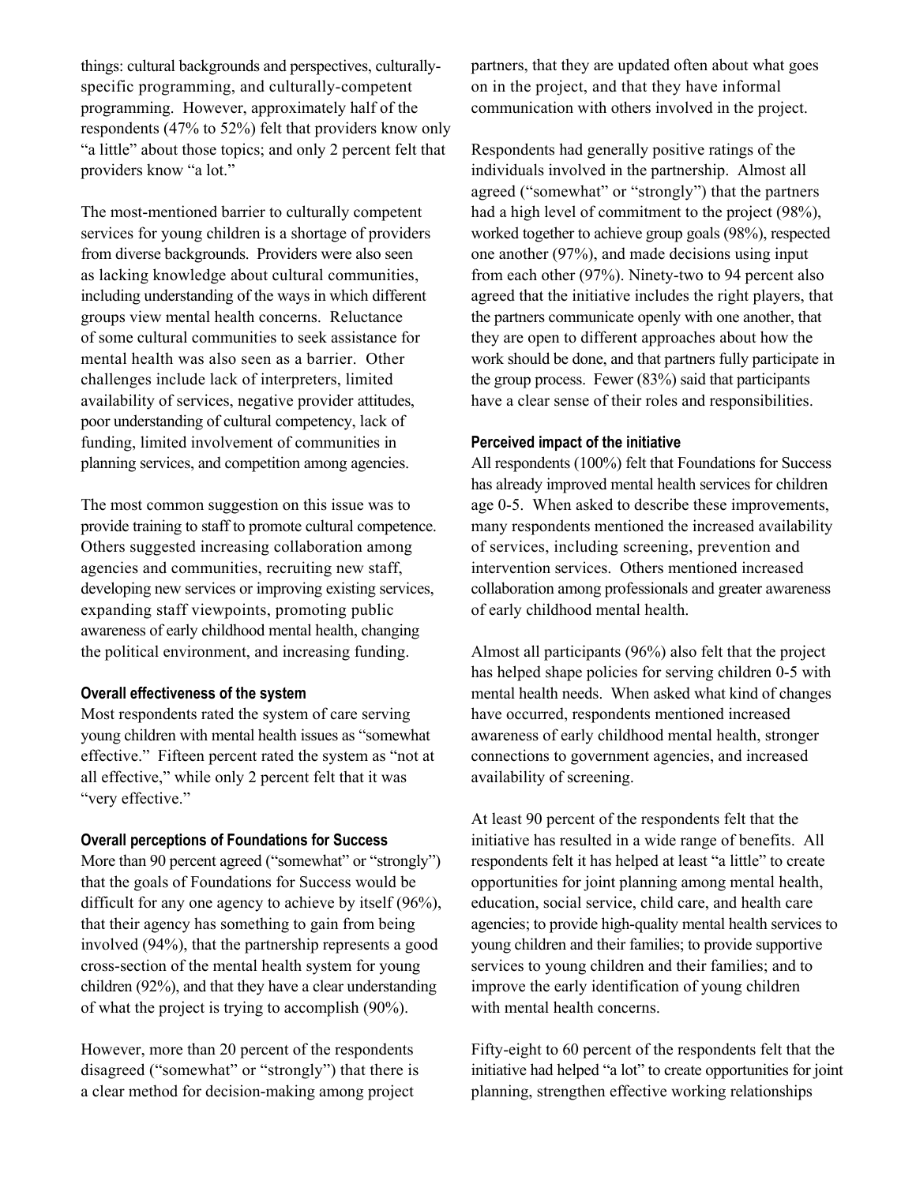things: cultural backgrounds and perspectives, culturally-specific programming, and culturally-competent programming. However, approximately half of the respondents (47% to 52%) felt that providers know only "a little" about those topics; and only 2 percent felt that providers know "a lot."

The most-mentioned barrier to culturally competent services for young children is a shortage of providers from diverse backgrounds. Providers were also seen as lacking knowledge about cultural communities, including understanding of the ways in which different groups view mental health concerns. Reluctance of some cultural communities to seek assistance for mental health was also seen as a barrier. Other challenges include lack of interpreters, limited availability of services, negative provider attitudes, poor understanding of cultural competency, lack of funding, limited involvement of communities in planning services, and competition among agencies.

The most common suggestion on this issue was to provide training to staff to promote cultural competence. Others suggested increasing collaboration among agencies and communities, recruiting new staff, developing new services or improving existing services, expanding staff viewpoints, promoting public awareness of early childhood mental health, changing the political environment, and increasing funding.

#### Overall effectiveness of the system

Most respondents rated the system of care serving young children with mental health issues as "somewhat effective." Fifteen percent rated the system as "not at all effective," while only 2 percent felt that it was "very effective."

#### Overall perceptions of Foundations for Success

More than 90 percent agreed ("somewhat" or "strongly") that the goals of Foundations for Success would be difficult for any one agency to achieve by itself (96%), that their agency has something to gain from being involved (94%), that the partnership represents a good cross-section of the mental health system for young children (92%), and that they have a clear understanding of what the project is trying to accomplish (90%).

However, more than 20 percent of the respondents disagreed ("somewhat" or "strongly") that there is a clear method for decision-making among project partners, that they are updated often about what goes on in the project, and that they have informal communication with others involved in the project.

Respondents had generally positive ratings of the individuals involved in the partnership. Almost all agreed ("somewhat" or "strongly") that the partners had a high level of commitment to the project (98%), worked together to achieve group goals (98%), respected one another (97%), and made decisions using input from each other (97%). Ninety-two to 94 percent also agreed that the initiative includes the right players, that the partners communicate openly with one another, that they are open to different approaches about how the work should be done, and that partners fully participate in the group process. Fewer (83%) said that participants have a clear sense of their roles and responsibilities.

#### Perceived impact of the initiative

All respondents (100%) felt that Foundations for Success has already improved mental health services for children age 0-5. When asked to describe these improvements, many respondents mentioned the increased availability of services, including screening, prevention and intervention services. Others mentioned increased collaboration among professionals and greater awareness of early childhood mental health.

Almost all participants (96%) also felt that the project has helped shape policies for serving children 0-5 with mental health needs. When asked what kind of changes have occurred, respondents mentioned increased awareness of early childhood mental health, stronger connections to government agencies, and increased availability of screening.

At least 90 percent of the respondents felt that the initiative has resulted in a wide range of benefits. All respondents felt it has helped at least "a little" to create opportunities for joint planning among mental health, education, social service, child care, and health care agencies; to provide high-quality mental health services to young children and their families; to provide supportive services to young children and their families; and to improve the early identification of young children with mental health concerns.

Fifty-eight to 60 percent of the respondents felt that the initiative had helped "a lot" to create opportunities for joint planning, strengthen effective working relationships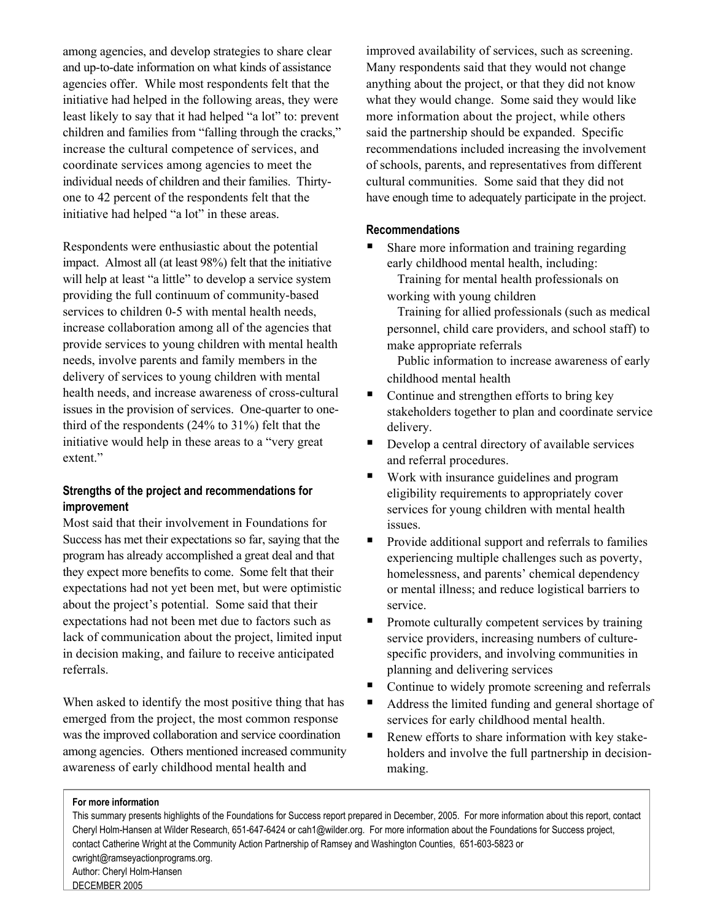among agencies, and develop strategies to share clear and up-to-date information on what kinds of assistance agencies offer. While most respondents felt that the initiative had helped in the following areas, they were least likely to say that it had helped "a lot" to: prevent children and families from "falling through the cracks," increase the cultural competence of services, and coordinate services among agencies to meet the individual needs of children and their families. Thirty-one to 42 percent of the respondents felt that the initiative had helped "a lot" in these areas.

Respondents were enthusiastic about the potential impact. Almost all (at least 98%) felt that the initiative will help at least "a little" to develop a service system providing the full continuum of community-based services to children 0-5 with mental health needs, increase collaboration among all of the agencies that provide services to young children with mental health needs, involve parents and family members in the delivery of services to young children with mental health needs, and increase awareness of cross-cultural issues in the provision of services. One-quarter to one-third of the respondents (24% to 31%) felt that the initiative would help in these areas to a "very great extent."

### Strengths of the project and recommendations for improvement

Most said that their involvement in Foundations for Success has met their expectations so far, saying that the program has already accomplished a great deal and that they expect more benefits to come. Some felt that their expectations had not yet been met, but were optimistic about the project's potential. Some said that their expectations had not been met due to factors such as lack of communication about the project, limited input in decision making, and failure to receive anticipated referrals.

When asked to identify the most positive thing that has emerged from the project, the most common response was the improved collaboration and service coordination among agencies. Others mentioned increased community awareness of early childhood mental health and improved availability of services, such as screening. Many respondents said that they would not change anything about the project, or that they did not know what they would change. Some said they would like more information about the project, while others said the partnership should be expanded. Specific recommendations included increasing the involvement of schools, parents, and representatives from different cultural communities. Some said that they did not have enough time to adequately participate in the project.

### Recommendations

- Share more information and training regarding early childhood mental health, including:
  - Training for mental health professionals on working with young children
  - Training for allied professionals (such as medical personnel, child care providers, and school staff) to make appropriate referrals
  - Public information to increase awareness of early childhood mental health
- Continue and strengthen efforts to bring key stakeholders together to plan and coordinate service delivery.
- Develop a central directory of available services and referral procedures.
- Work with insurance guidelines and program eligibility requirements to appropriately cover services for young children with mental health issues.
- Provide additional support and referrals to families experiencing multiple challenges such as poverty, homelessness, and parents' chemical dependency or mental illness; and reduce logistical barriers to service.
- Promote culturally competent services by training service providers, increasing numbers of culture-specific providers, and involving communities in planning and delivering services
- Continue to widely promote screening and referrals
- Address the limited funding and general shortage of services for early childhood mental health.
- Renew efforts to share information with key stakeholders and involve the full partnership in decision-making.

**For more information**

This summary presents highlights of the Foundations for Success report prepared in December, 2005. For more information about this report, contact Cheryl Holm-Hansen at Wilder Research, 651-647-6424 or cah1@wilder.org. For more information about the Foundations for Success project, contact Catherine Wright at the Community Action Partnership of Ramsey and Washington Counties, 651-603-5823 or cwright@ramseyactionprograms.org.

Author: Cheryl Holm-Hansen

DECEMBER 2005